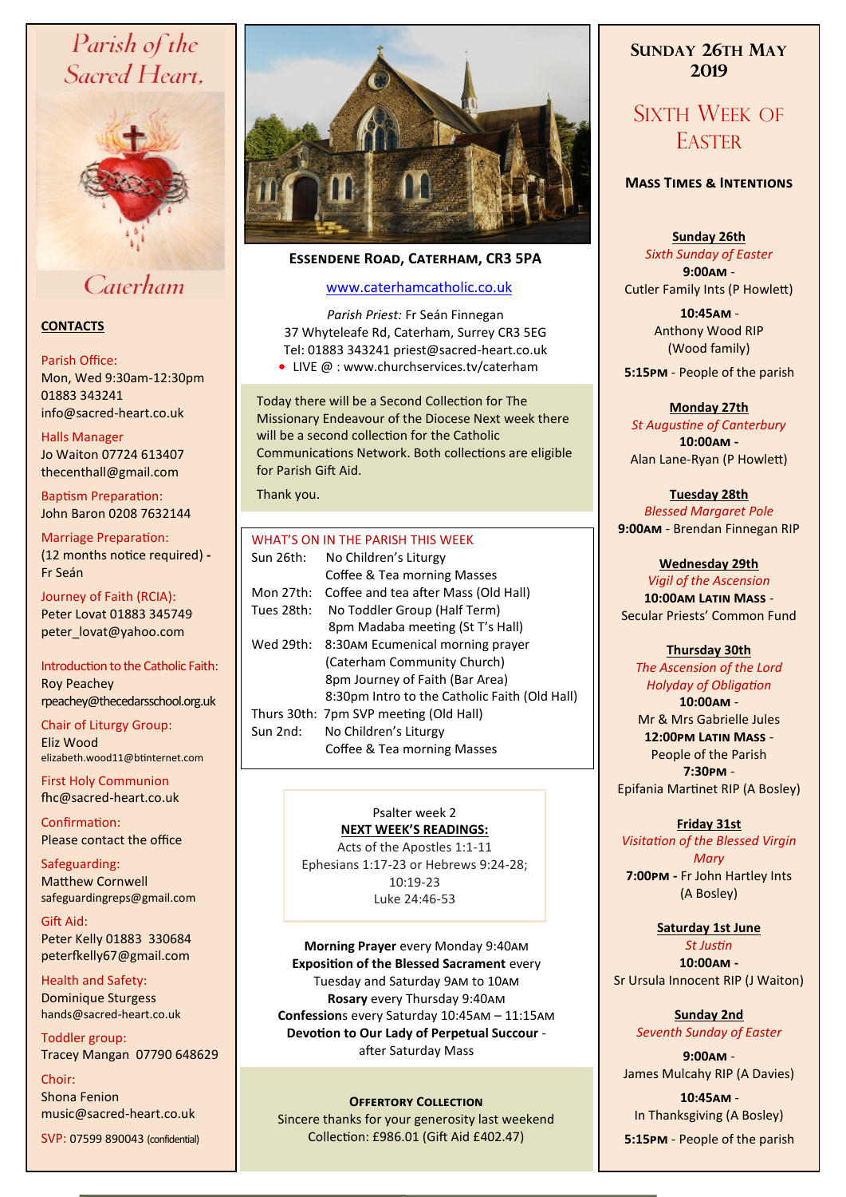# Parish of the Sacred Heart, Caterham

## CONTACTS

Parish Office:
Mon, Wed 9:30am-12:30pm
01883 343241
info@sacred-heart.co.uk

Halls Manager
Jo Waiton 07724 613407
thecenthall@gmail.com

Baptism Preparation:
John Baron 0208 7632144

Marriage Preparation:
(12 months notice required) - Fr Seán

Journey of Faith (RCIA):
Peter Lovat 01883 345749
peter_lovat@yahoo.com

Introduction to the Catholic Faith:
Roy Peachey
rpeachey@thecedarsschool.org.uk

Chair of Liturgy Group:
Eliz Wood
elizabeth.wood11@btinternet.com

First Holy Communion
fhc@sacred-heart.co.uk

Confirmation:
Please contact the office

Safeguarding:
Matthew Cornwell
safeguardingreps@gmail.com

Gift Aid:
Peter Kelly 01883 330684
peterfkelly67@gmail.com

Health and Safety:
Dominique Sturgess
hands@sacred-heart.co.uk

Toddler group:
Tracey Mangan 07790 648629

Choir:
Shona Fenion
music@sacred-heart.co.uk

SVP: 07599 890043 (confidential)

**ESSENDENE ROAD, CATERHAM, CR3 5PA**

www.caterhamcatholic.co.uk

*Parish Priest:* Fr Seán Finnegan
37 Whyteleafe Rd, Caterham, Surrey CR3 5EG
Tel: 01883 343241 priest@sacred-heart.co.uk
- LIVE @ : www.churchservices.tv/caterham

Today there will be a Second Collection for The Missionary Endeavour of the Diocese Next week there will be a second collection for the Catholic Communications Network. Both collections are eligible for Parish Gift Aid.

Thank you.

### WHAT'S ON IN THE PARISH THIS WEEK

| | |
|---|---|
| Sun 26th: | No Children's Liturgy |
| | Coffee & Tea morning Masses |
| Mon 27th: | Coffee and tea after Mass (Old Hall) |
| Tues 28th: | No Toddler Group (Half Term) |
| | 8pm Madaba meeting (St T's Hall) |
| Wed 29th: | 8:30AM Ecumenical morning prayer |
| | (Caterham Community Church) |
| | 8pm Journey of Faith (Bar Area) |
| | 8:30pm Intro to the Catholic Faith (Old Hall) |
| Thurs 30th: | 7pm SVP meeting (Old Hall) |
| Sun 2nd: | No Children's Liturgy |
| | Coffee & Tea morning Masses |

Psalter week 2

**NEXT WEEK'S READINGS:**
Acts of the Apostles 1:1-11
Ephesians 1:17-23 or Hebrews 9:24-28; 10:19-23
Luke 24:46-53

**Morning Prayer** every Monday 9:40AM
**Exposition of the Blessed Sacrament** every Tuesday and Saturday 9AM to 10AM
**Rosary** every Thursday 9:40AM
**Confessions** every Saturday 10:45AM – 11:15AM
**Devotion to Our Lady of Perpetual Succour** - after Saturday Mass

**OFFERTORY COLLECTION**
Sincere thanks for your generosity last weekend
Collection: £986.01 (Gift Aid £402.47)

## SUNDAY 26TH MAY 2019

## SIXTH WEEK OF EASTER

### MASS TIMES & INTENTIONS

**Sunday 26th**
*Sixth Sunday of Easter*
**9:00AM** - Cutler Family Ints (P Howlett)
**10:45AM** - Anthony Wood RIP (Wood family)
**5:15PM** - People of the parish

**Monday 27th**
*St Augustine of Canterbury*
**10:00AM** - Alan Lane-Ryan (P Howlett)

**Tuesday 28th**
*Blessed Margaret Pole*
**9:00AM** - Brendan Finnegan RIP

**Wednesday 29th**
*Vigil of the Ascension*
**10:00AM LATIN MASS** - Secular Priests' Common Fund

**Thursday 30th**
*The Ascension of the Lord*
*Holyday of Obligation*
**10:00AM** - Mr & Mrs Gabrielle Jules
**12:00PM LATIN MASS** - People of the Parish
**7:30PM** - Epifania Martinet RIP (A Bosley)

**Friday 31st**
*Visitation of the Blessed Virgin Mary*
**7:00PM** - Fr John Hartley Ints (A Bosley)

**Saturday 1st June**
*St Justin*
**10:00AM** - Sr Ursula Innocent RIP (J Waiton)

**Sunday 2nd**
*Seventh Sunday of Easter*
**9:00AM** - James Mulcahy RIP (A Davies)
**10:45AM** - In Thanksgiving (A Bosley)
**5:15PM** - People of the parish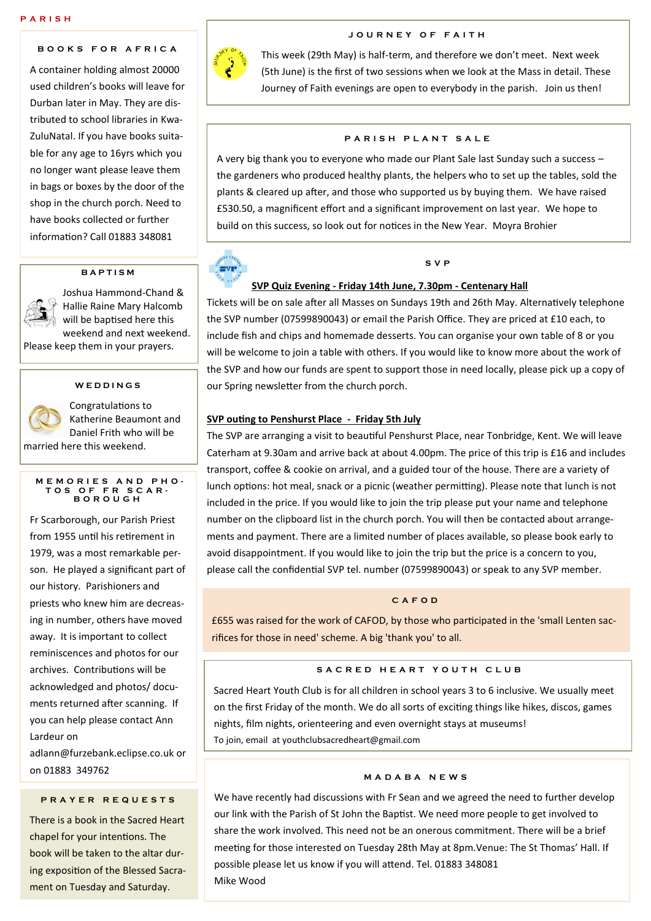PARISH

## BOOKS FOR AFRICA

A container holding almost 20000 used children's books will leave for Durban later in May. They are distributed to school libraries in KwaZuluNatal. If you have books suitable for any age to 16yrs which you no longer want please leave them in bags or boxes by the door of the shop in the church porch. Need to have books collected or further information? Call 01883 348081

## BAPTISM

Joshua Hammond-Chand & Hallie Raine Mary Halcomb will be baptised here this weekend and next weekend. Please keep them in your prayers.

## WEDDINGS

Congratulations to Katherine Beaumont and Daniel Frith who will be married here this weekend.

## MEMORIES AND PHOTOS OF FR SCARBOROUGH

Fr Scarborough, our Parish Priest from 1955 until his retirement in 1979, was a most remarkable person. He played a significant part of our history. Parishioners and priests who knew him are decreasing in number, others have moved away. It is important to collect reminiscences and photos for our archives. Contributions will be acknowledged and photos/ documents returned after scanning. If you can help please contact Ann Lardeur on adlann@furzebank.eclipse.co.uk or on 01883 349762

## PRAYER REQUESTS

There is a book in the Sacred Heart chapel for your intentions. The book will be taken to the altar during exposition of the Blessed Sacrament on Tuesday and Saturday.

## JOURNEY OF FAITH

This week (29th May) is half-term, and therefore we don't meet. Next week (5th June) is the first of two sessions when we look at the Mass in detail. These Journey of Faith evenings are open to everybody in the parish. Join us then!

## PARISH PLANT SALE

A very big thank you to everyone who made our Plant Sale last Sunday such a success – the gardeners who produced healthy plants, the helpers who to set up the tables, sold the plants & cleared up after, and those who supported us by buying them. We have raised £530.50, a magnificent effort and a significant improvement on last year. We hope to build on this success, so look out for notices in the New Year. Moyra Brohier

## SVP

**SVP Quiz Evening - Friday 14th June, 7.30pm - Centenary Hall**

Tickets will be on sale after all Masses on Sundays 19th and 26th May. Alternatively telephone the SVP number (07599890043) or email the Parish Office. They are priced at £10 each, to include fish and chips and homemade desserts. You can organise your own table of 8 or you will be welcome to join a table with others. If you would like to know more about the work of the SVP and how our funds are spent to support those in need locally, please pick up a copy of our Spring newsletter from the church porch.

**SVP outing to Penshurst Place - Friday 5th July**

The SVP are arranging a visit to beautiful Penshurst Place, near Tonbridge, Kent. We will leave Caterham at 9.30am and arrive back at about 4.00pm. The price of this trip is £16 and includes transport, coffee & cookie on arrival, and a guided tour of the house. There are a variety of lunch options: hot meal, snack or a picnic (weather permitting). Please note that lunch is not included in the price. If you would like to join the trip please put your name and telephone number on the clipboard list in the church porch. You will then be contacted about arrangements and payment. There are a limited number of places available, so please book early to avoid disappointment. If you would like to join the trip but the price is a concern to you, please call the confidential SVP tel. number (07599890043) or speak to any SVP member.

## CAFOD

£655 was raised for the work of CAFOD, by those who participated in the 'small Lenten sacrifices for those in need' scheme. A big 'thank you' to all.

## SACRED HEART YOUTH CLUB

Sacred Heart Youth Club is for all children in school years 3 to 6 inclusive. We usually meet on the first Friday of the month. We do all sorts of exciting things like hikes, discos, games nights, film nights, orienteering and even overnight stays at museums!

To join, email at youthclubsacredheart@gmail.com

## MADABA NEWS

We have recently had discussions with Fr Sean and we agreed the need to further develop our link with the Parish of St John the Baptist. We need more people to get involved to share the work involved. This need not be an onerous commitment. There will be a brief meeting for those interested on Tuesday 28th May at 8pm.Venue: The St Thomas' Hall. If possible please let us know if you will attend. Tel. 01883 348081

Mike Wood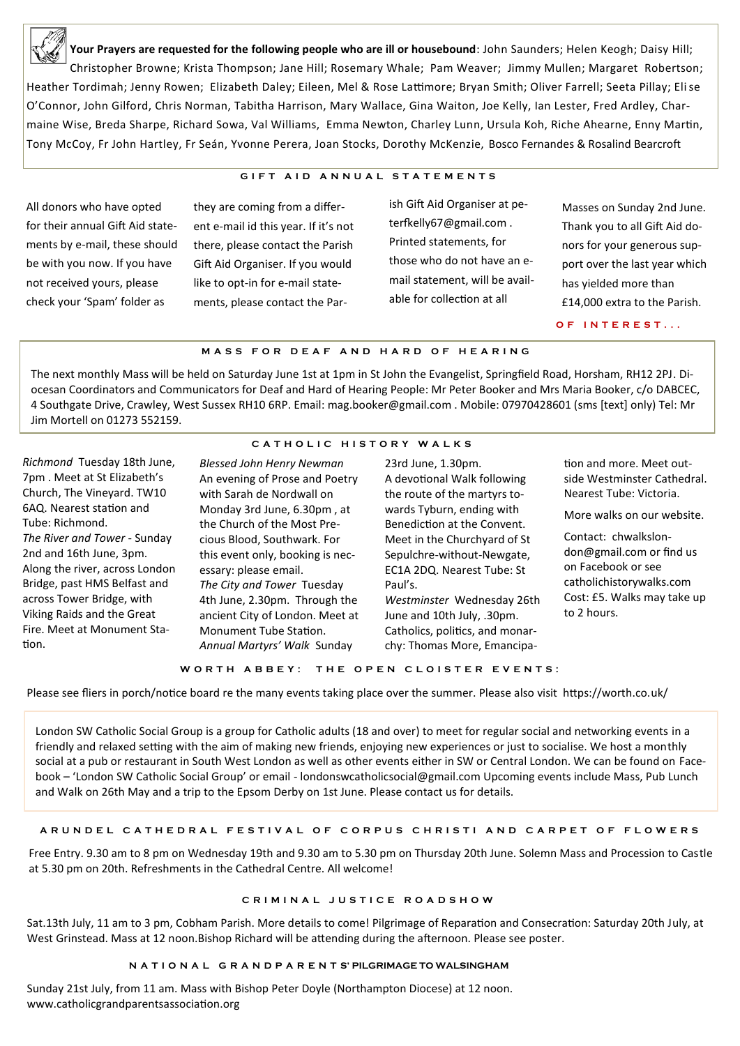**Your Prayers are requested for the following people who are ill or housebound**: John Saunders; Helen Keogh; Daisy Hill; Christopher Browne; Krista Thompson; Jane Hill; Rosemary Whale; Pam Weaver; Jimmy Mullen; Margaret Robertson; Heather Tordimah; Jenny Rowen; Elizabeth Daley; Eileen, Mel & Rose Lattimore; Bryan Smith; Oliver Farrell; Seeta Pillay; Elise O'Connor, John Gilford, Chris Norman, Tabitha Harrison, Mary Wallace, Gina Waiton, Joe Kelly, Ian Lester, Fred Ardley, Charmaine Wise, Breda Sharpe, Richard Sowa, Val Williams, Emma Newton, Charley Lunn, Ursula Koh, Riche Ahearne, Enny Martin, Tony McCoy, Fr John Hartley, Fr Seán, Yvonne Perera, Joan Stocks, Dorothy McKenzie, Bosco Fernandes & Rosalind Bearcroft

## GIFT AID ANNUAL STATEMENTS

All donors who have opted for their annual Gift Aid statements by e-mail, these should be with you now. If you have not received yours, please check your 'Spam' folder as they are coming from a different e-mail id this year. If it's not there, please contact the Parish Gift Aid Organiser. If you would like to opt-in for e-mail statements, please contact the Parish Gift Aid Organiser at peterfkelly67@gmail.com . Printed statements, for those who do not have an e-mail statement, will be available for collection at all Masses on Sunday 2nd June. Thank you to all Gift Aid donors for your generous support over the last year which has yielded more than £14,000 extra to the Parish.

## OF INTEREST...

## MASS FOR DEAF AND HARD OF HEARING

The next monthly Mass will be held on Saturday June 1st at 1pm in St John the Evangelist, Springfield Road, Horsham, RH12 2PJ. Diocesan Coordinators and Communicators for Deaf and Hard of Hearing People: Mr Peter Booker and Mrs Maria Booker, c/o DABCEC, 4 Southgate Drive, Crawley, West Sussex RH10 6RP. Email: mag.booker@gmail.com . Mobile: 07970428601 (sms [text] only) Tel: Mr Jim Mortell on 01273 552159.

## CATHOLIC HISTORY WALKS

*Richmond* Tuesday 18th June, 7pm . Meet at St Elizabeth's Church, The Vineyard. TW10 6AQ. Nearest station and Tube: Richmond.

*The River and Tower* - Sunday 2nd and 16th June, 3pm. Along the river, across London Bridge, past HMS Belfast and across Tower Bridge, with Viking Raids and the Great Fire. Meet at Monument Station.

*Blessed John Henry Newman* An evening of Prose and Poetry with Sarah de Nordwall on Monday 3rd June, 6.30pm , at the Church of the Most Precious Blood, Southwark. For this event only, booking is necessary: please email.

*The City and Tower* Tuesday 4th June, 2.30pm. Through the ancient City of London. Meet at Monument Tube Station.

*Annual Martyrs' Walk* Sunday 23rd June, 1.30pm. A devotional Walk following the route of the martyrs towards Tyburn, ending with Benediction at the Convent. Meet in the Churchyard of St Sepulchre-without-Newgate, EC1A 2DQ. Nearest Tube: St Paul's.

*Westminster* Wednesday 26th June and 10th July, .30pm. Catholics, politics, and monarchy: Thomas More, Emancipation and more. Meet outside Westminster Cathedral. Nearest Tube: Victoria.

More walks on our website.

Contact: chwalkslondon@gmail.com or find us on Facebook or see catholichistorywalks.com Cost: £5. Walks may take up to 2 hours.

## WORTH ABBEY: THE OPEN CLOISTER EVENTS:

Please see fliers in porch/notice board re the many events taking place over the summer. Please also visit https://worth.co.uk/

London SW Catholic Social Group is a group for Catholic adults (18 and over) to meet for regular social and networking events in a friendly and relaxed setting with the aim of making new friends, enjoying new experiences or just to socialise. We host a monthly social at a pub or restaurant in South West London as well as other events either in SW or Central London. We can be found on Facebook – 'London SW Catholic Social Group' or email - londonswcatholicsocial@gmail.com Upcoming events include Mass, Pub Lunch and Walk on 26th May and a trip to the Epsom Derby on 1st June. Please contact us for details.

## ARUNDEL CATHEDRAL FESTIVAL OF CORPUS CHRISTI AND CARPET OF FLOWERS

Free Entry. 9.30 am to 8 pm on Wednesday 19th and 9.30 am to 5.30 pm on Thursday 20th June. Solemn Mass and Procession to Castle at 5.30 pm on 20th. Refreshments in the Cathedral Centre. All welcome!

## CRIMINAL JUSTICE ROADSHOW

Sat.13th July, 11 am to 3 pm, Cobham Parish. More details to come! Pilgrimage of Reparation and Consecration: Saturday 20th July, at West Grinstead. Mass at 12 noon.Bishop Richard will be attending during the afternoon. Please see poster.

## NATIONAL GRANDPARENTS' PILGRIMAGE TO WALSINGHAM

Sunday 21st July, from 11 am. Mass with Bishop Peter Doyle (Northampton Diocese) at 12 noon.
www.catholicgrandparentsassociation.org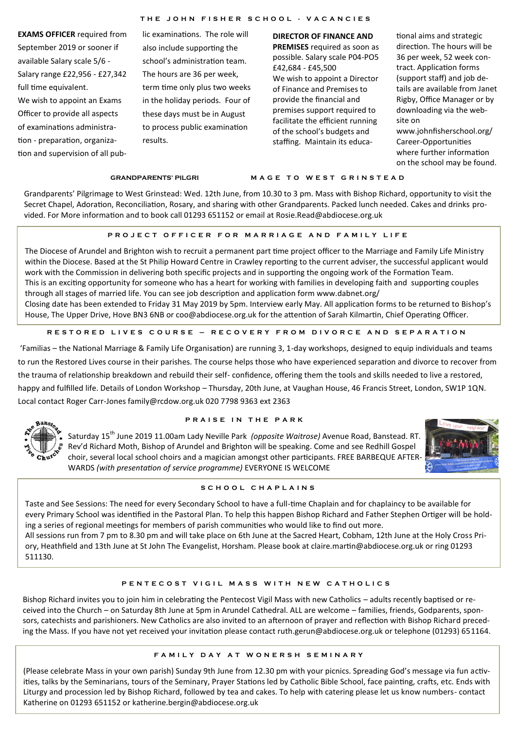## THE JOHN FISHER SCHOOL - VACANCIES

**EXAMS OFFICER** required from September 2019 or sooner if available Salary scale 5/6 - Salary range £22,956 - £27,342 full time equivalent.
We wish to appoint an Exams Officer to provide all aspects of examinations administration - preparation, organization and supervision of all public examinations. The role will also include supporting the school's administration team. The hours are 36 per week, term time only plus two weeks in the holiday periods. Four of these days must be in August to process public examination results.

**DIRECTOR OF FINANCE AND PREMISES** required as soon as possible. Salary scale P04-PO5 £42,684 - £45,500
We wish to appoint a Director of Finance and Premises to provide the financial and premises support required to facilitate the efficient running of the school's budgets and staffing. Maintain its educational aims and strategic direction. The hours will be 36 per week, 52 week contract. Application forms (support staff) and job details are available from Janet Rigby, Office Manager or by downloading via the website on www.johnfisherschool.org/Career-Opportunities where further information on the school may be found.

## GRANDPARENTS' PILGRIMAGE TO WEST GRINSTEAD

Grandparents' Pilgrimage to West Grinstead: Wed. 12th June, from 10.30 to 3 pm. Mass with Bishop Richard, opportunity to visit the Secret Chapel, Adoration, Reconciliation, Rosary, and sharing with other Grandparents. Packed lunch needed. Cakes and drinks provided. For More information and to book call 01293 651152 or email at Rosie.Read@abdiocese.org.uk

## PROJECT OFFICER FOR MARRIAGE AND FAMILY LIFE

The Diocese of Arundel and Brighton wish to recruit a permanent part time project officer to the Marriage and Family Life Ministry within the Diocese. Based at the St Philip Howard Centre in Crawley reporting to the current adviser, the successful applicant would work with the Commission in delivering both specific projects and in supporting the ongoing work of the Formation Team.
This is an exciting opportunity for someone who has a heart for working with families in developing faith and supporting couples through all stages of married life. You can see job description and application form www.dabnet.org/
Closing date has been extended to Friday 31 May 2019 by 5pm. Interview early May. All application forms to be returned to Bishop's House, The Upper Drive, Hove BN3 6NB or coo@abdiocese.org.uk for the attention of Sarah Kilmartin, Chief Operating Officer.

## RESTORED LIVES COURSE – RECOVERY FROM DIVORCE AND SEPARATION

'Familias – the National Marriage & Family Life Organisation) are running 3, 1-day workshops, designed to equip individuals and teams to run the Restored Lives course in their parishes. The course helps those who have experienced separation and divorce to recover from the trauma of relationship breakdown and rebuild their self- confidence, offering them the tools and skills needed to live a restored, happy and fulfilled life. Details of London Workshop – Thursday, 20th June, at Vaughan House, 46 Francis Street, London, SW1P 1QN. Local contact Roger Carr-Jones family@rcdow.org.uk 020 7798 9363 ext 2363

## PRAISE IN THE PARK

Saturday 15th June 2019 11.00am Lady Neville Park *(opposite Waitrose)* Avenue Road, Banstead. RT. Rev'd Richard Moth, Bishop of Arundel and Brighton will be speaking. Come and see Redhill Gospel choir, several local school choirs and a magician amongst other participants. FREE BARBEQUE AFTERWARDS *(with presentation of service programme)* EVERYONE IS WELCOME

## SCHOOL CHAPLAINS

Taste and See Sessions: The need for every Secondary School to have a full-time Chaplain and for chaplaincy to be available for every Primary School was identified in the Pastoral Plan. To help this happen Bishop Richard and Father Stephen Ortiger will be holding a series of regional meetings for members of parish communities who would like to find out more.
All sessions run from 7 pm to 8.30 pm and will take place on 6th June at the Sacred Heart, Cobham, 12th June at the Holy Cross Priory, Heathfield and 13th June at St John The Evangelist, Horsham. Please book at claire.martin@abdiocese.org.uk or ring 01293 511130.

## PENTECOST VIGIL MASS WITH NEW CATHOLICS

Bishop Richard invites you to join him in celebrating the Pentecost Vigil Mass with new Catholics – adults recently baptised or received into the Church – on Saturday 8th June at 5pm in Arundel Cathedral. ALL are welcome – families, friends, Godparents, sponsors, catechists and parishioners. New Catholics are also invited to an afternoon of prayer and reflection with Bishop Richard preceding the Mass. If you have not yet received your invitation please contact ruth.gerun@abdiocese.org.uk or telephone (01293) 651164.

## FAMILY DAY AT WONERSH SEMINARY

(Please celebrate Mass in your own parish) Sunday 9th June from 12.30 pm with your picnics. Spreading God's message via fun activities, talks by the Seminarians, tours of the Seminary, Prayer Stations led by Catholic Bible School, face painting, crafts, etc. Ends with Liturgy and procession led by Bishop Richard, followed by tea and cakes. To help with catering please let us know numbers- contact Katherine on 01293 651152 or katherine.bergin@abdiocese.org.uk